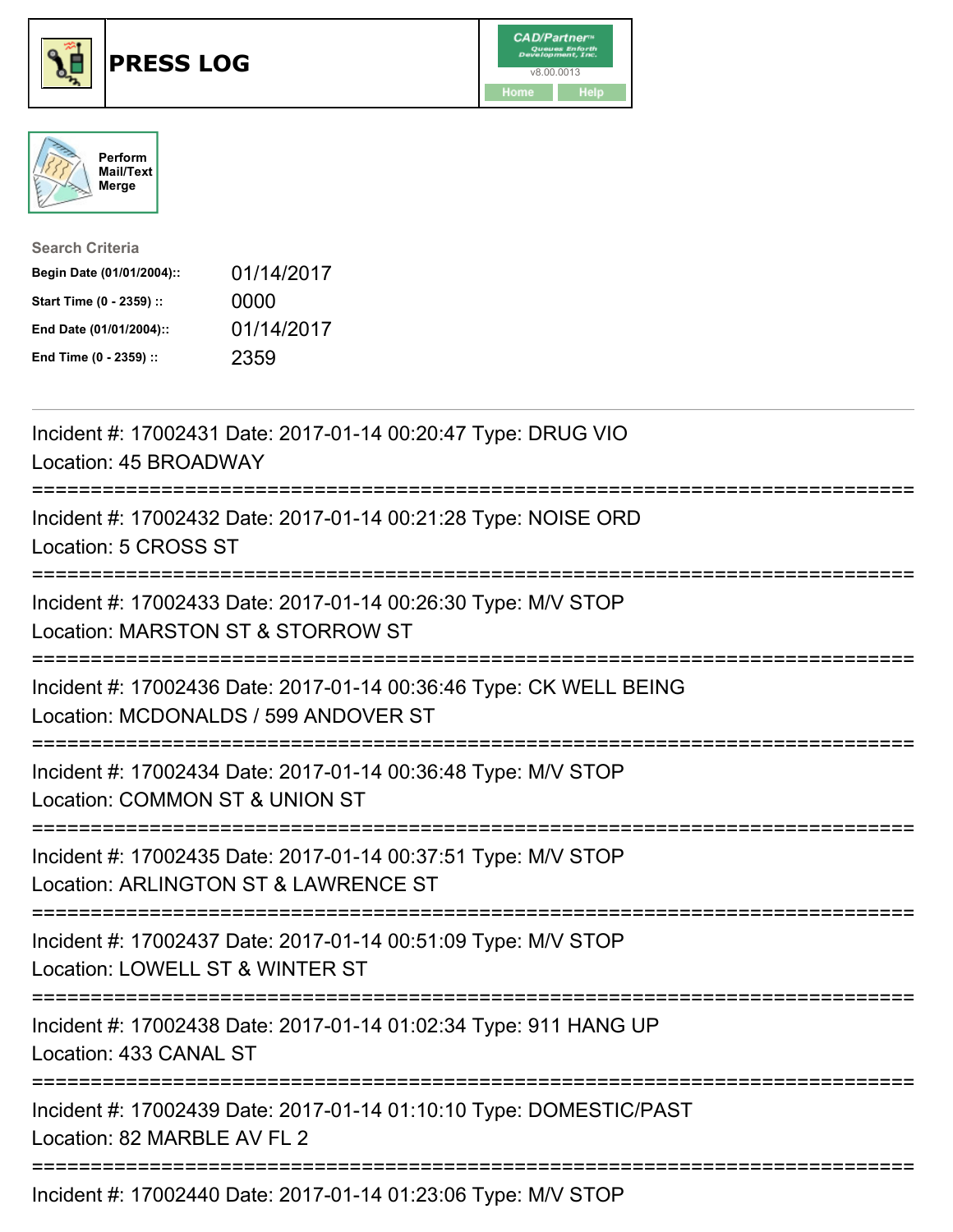# PRESS LOG

CAD/Partner™
v8.00.0013
Home Help

Perform Mail/Text Merge

**Search Criteria**

| | |
|---|---|
| **Begin Date (01/01/2004)::** | 01/14/2017 |
| **Start Time (0 - 2359) ::** | 0000 |
| **End Date (01/01/2004)::** | 01/14/2017 |
| **End Time (0 - 2359) ::** | 2359 |

---

Incident #: 17002431 Date: 2017-01-14 00:20:47 Type: DRUG VIO
Location: 45 BROADWAY

===========================================================================

Incident #: 17002432 Date: 2017-01-14 00:21:28 Type: NOISE ORD
Location: 5 CROSS ST

===========================================================================

Incident #: 17002433 Date: 2017-01-14 00:26:30 Type: M/V STOP
Location: MARSTON ST & STORROW ST

===========================================================================

Incident #: 17002436 Date: 2017-01-14 00:36:46 Type: CK WELL BEING
Location: MCDONALDS / 599 ANDOVER ST

===========================================================================

Incident #: 17002434 Date: 2017-01-14 00:36:48 Type: M/V STOP
Location: COMMON ST & UNION ST

===========================================================================

Incident #: 17002435 Date: 2017-01-14 00:37:51 Type: M/V STOP
Location: ARLINGTON ST & LAWRENCE ST

===========================================================================

Incident #: 17002437 Date: 2017-01-14 00:51:09 Type: M/V STOP
Location: LOWELL ST & WINTER ST

===========================================================================

Incident #: 17002438 Date: 2017-01-14 01:02:34 Type: 911 HANG UP
Location: 433 CANAL ST

===========================================================================

Incident #: 17002439 Date: 2017-01-14 01:10:10 Type: DOMESTIC/PAST
Location: 82 MARBLE AV FL 2

===========================================================================

Incident #: 17002440 Date: 2017-01-14 01:23:06 Type: M/V STOP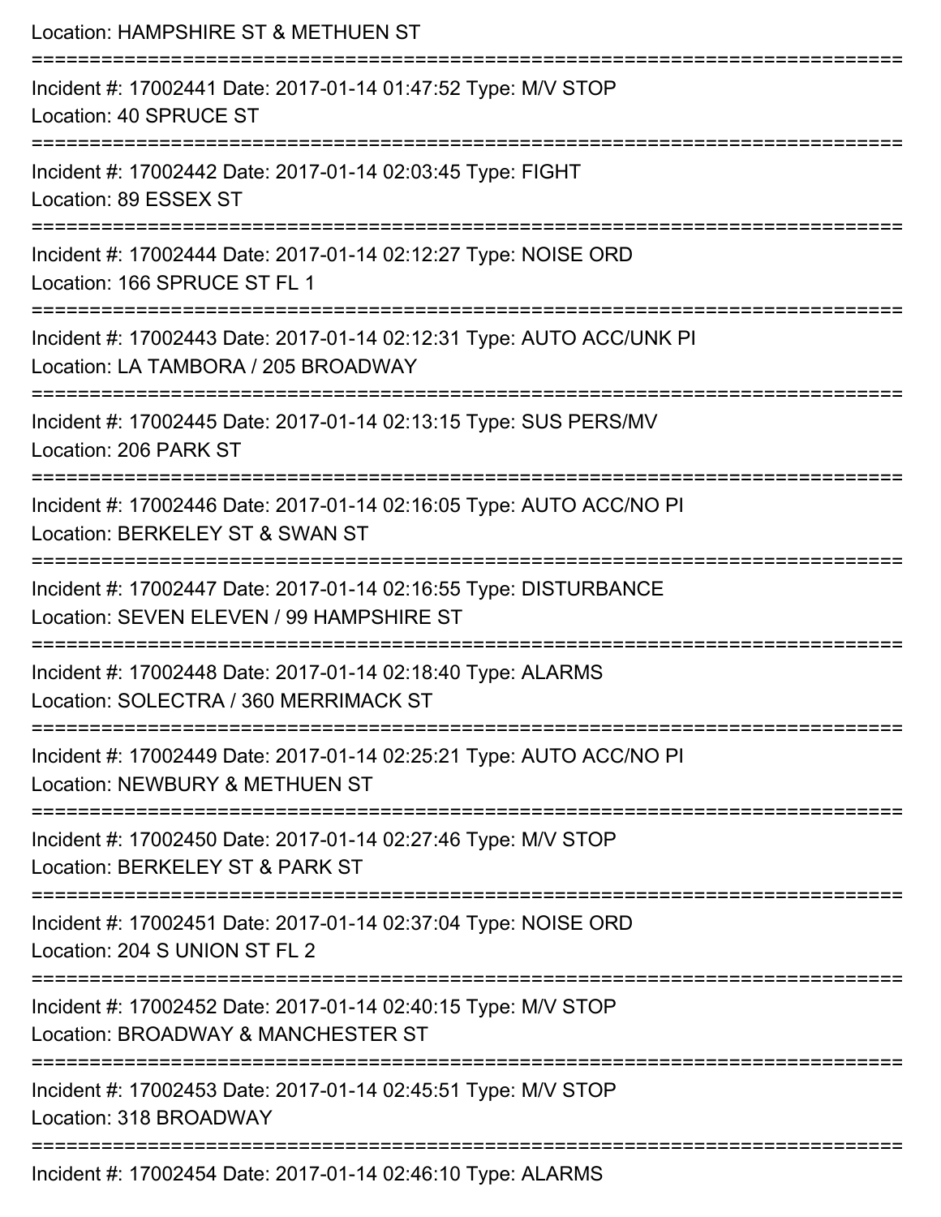Location: HAMPSHIRE ST & METHUEN ST

===========================================================================

Incident #: 17002441 Date: 2017-01-14 01:47:52 Type: M/V STOP
Location: 40 SPRUCE ST

===========================================================================

Incident #: 17002442 Date: 2017-01-14 02:03:45 Type: FIGHT
Location: 89 ESSEX ST

===========================================================================

Incident #: 17002444 Date: 2017-01-14 02:12:27 Type: NOISE ORD
Location: 166 SPRUCE ST FL 1

===========================================================================

Incident #: 17002443 Date: 2017-01-14 02:12:31 Type: AUTO ACC/UNK PI
Location: LA TAMBORA / 205 BROADWAY

===========================================================================

Incident #: 17002445 Date: 2017-01-14 02:13:15 Type: SUS PERS/MV
Location: 206 PARK ST

===========================================================================

Incident #: 17002446 Date: 2017-01-14 02:16:05 Type: AUTO ACC/NO PI
Location: BERKELEY ST & SWAN ST

===========================================================================

Incident #: 17002447 Date: 2017-01-14 02:16:55 Type: DISTURBANCE
Location: SEVEN ELEVEN / 99 HAMPSHIRE ST

===========================================================================

Incident #: 17002448 Date: 2017-01-14 02:18:40 Type: ALARMS
Location: SOLECTRA / 360 MERRIMACK ST

===========================================================================

Incident #: 17002449 Date: 2017-01-14 02:25:21 Type: AUTO ACC/NO PI
Location: NEWBURY & METHUEN ST

===========================================================================

Incident #: 17002450 Date: 2017-01-14 02:27:46 Type: M/V STOP
Location: BERKELEY ST & PARK ST

===========================================================================

Incident #: 17002451 Date: 2017-01-14 02:37:04 Type: NOISE ORD
Location: 204 S UNION ST FL 2

===========================================================================

Incident #: 17002452 Date: 2017-01-14 02:40:15 Type: M/V STOP
Location: BROADWAY & MANCHESTER ST

===========================================================================

Incident #: 17002453 Date: 2017-01-14 02:45:51 Type: M/V STOP
Location: 318 BROADWAY

===========================================================================

Incident #: 17002454 Date: 2017-01-14 02:46:10 Type: ALARMS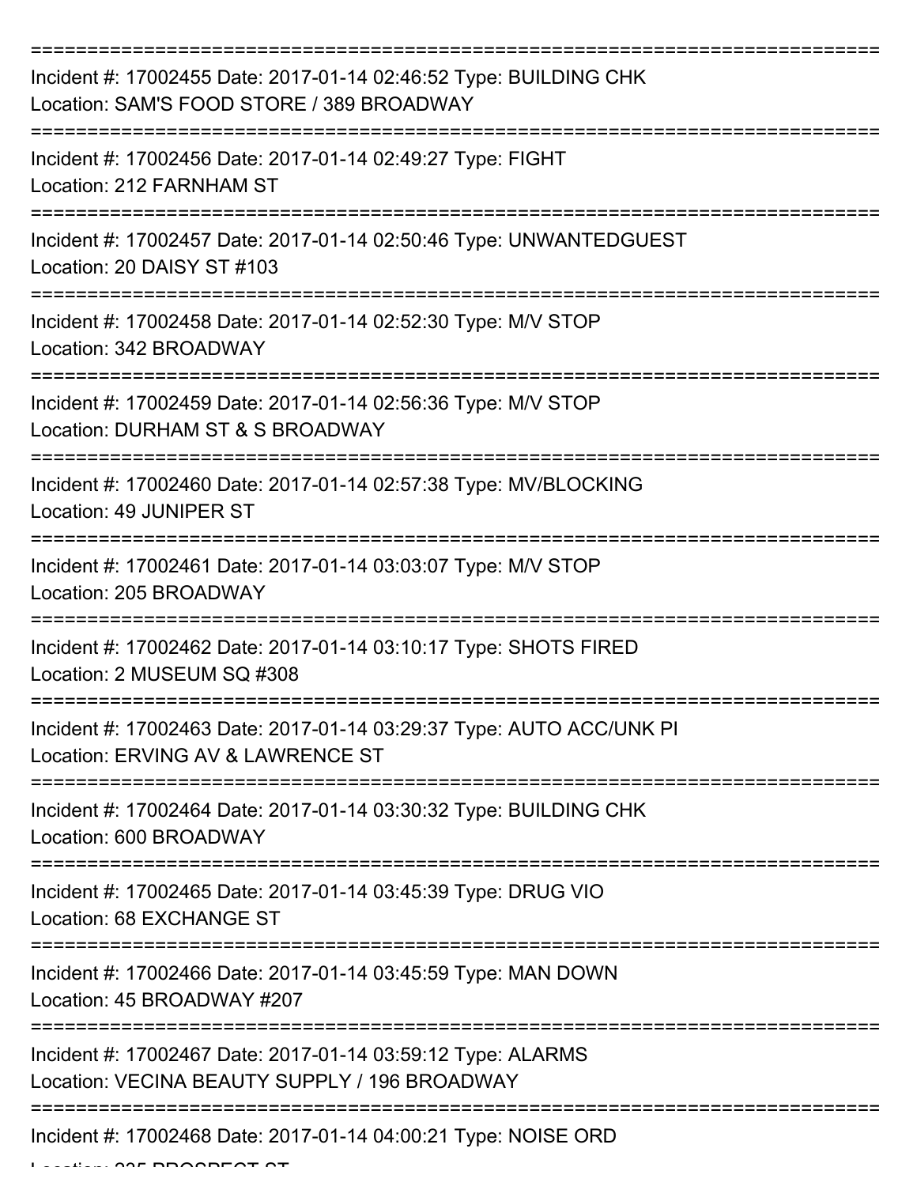===========================================================================

Incident #: 17002455 Date: 2017-01-14 02:46:52 Type: BUILDING CHK
Location: SAM'S FOOD STORE / 389 BROADWAY

===========================================================================

Incident #: 17002456 Date: 2017-01-14 02:49:27 Type: FIGHT
Location: 212 FARNHAM ST

===========================================================================

Incident #: 17002457 Date: 2017-01-14 02:50:46 Type: UNWANTEDGUEST
Location: 20 DAISY ST #103

===========================================================================

Incident #: 17002458 Date: 2017-01-14 02:52:30 Type: M/V STOP
Location: 342 BROADWAY

===========================================================================

Incident #: 17002459 Date: 2017-01-14 02:56:36 Type: M/V STOP
Location: DURHAM ST & S BROADWAY

===========================================================================

Incident #: 17002460 Date: 2017-01-14 02:57:38 Type: MV/BLOCKING
Location: 49 JUNIPER ST

===========================================================================

Incident #: 17002461 Date: 2017-01-14 03:03:07 Type: M/V STOP
Location: 205 BROADWAY

===========================================================================

Incident #: 17002462 Date: 2017-01-14 03:10:17 Type: SHOTS FIRED
Location: 2 MUSEUM SQ #308

===========================================================================

Incident #: 17002463 Date: 2017-01-14 03:29:37 Type: AUTO ACC/UNK PI
Location: ERVING AV & LAWRENCE ST

===========================================================================

Incident #: 17002464 Date: 2017-01-14 03:30:32 Type: BUILDING CHK
Location: 600 BROADWAY

===========================================================================

Incident #: 17002465 Date: 2017-01-14 03:45:39 Type: DRUG VIO
Location: 68 EXCHANGE ST

===========================================================================

Incident #: 17002466 Date: 2017-01-14 03:45:59 Type: MAN DOWN
Location: 45 BROADWAY #207

===========================================================================

Incident #: 17002467 Date: 2017-01-14 03:59:12 Type: ALARMS
Location: VECINA BEAUTY SUPPLY / 196 BROADWAY

===========================================================================

Incident #: 17002468 Date: 2017-01-14 04:00:21 Type: NOISE ORD
Location: 225 PROSPECT ST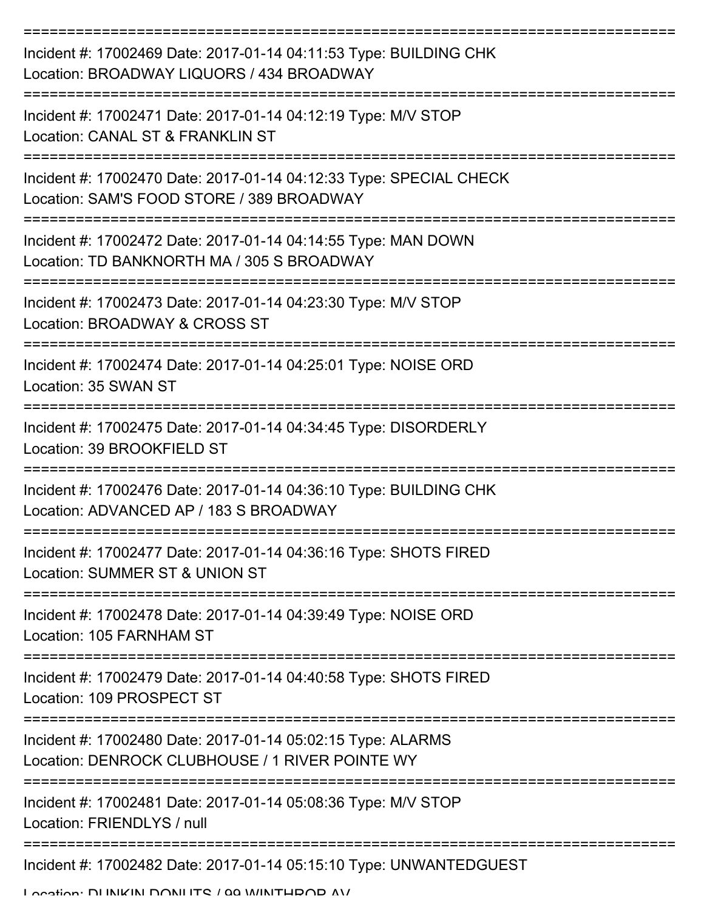Incident #: 17002469 Date: 2017-01-14 04:11:53 Type: BUILDING CHK
Location: BROADWAY LIQUORS / 434 BROADWAY

Incident #: 17002471 Date: 2017-01-14 04:12:19 Type: M/V STOP
Location: CANAL ST & FRANKLIN ST

Incident #: 17002470 Date: 2017-01-14 04:12:33 Type: SPECIAL CHECK
Location: SAM'S FOOD STORE / 389 BROADWAY

Incident #: 17002472 Date: 2017-01-14 04:14:55 Type: MAN DOWN
Location: TD BANKNORTH MA / 305 S BROADWAY

Incident #: 17002473 Date: 2017-01-14 04:23:30 Type: M/V STOP
Location: BROADWAY & CROSS ST

Incident #: 17002474 Date: 2017-01-14 04:25:01 Type: NOISE ORD
Location: 35 SWAN ST

Incident #: 17002475 Date: 2017-01-14 04:34:45 Type: DISORDERLY
Location: 39 BROOKFIELD ST

Incident #: 17002476 Date: 2017-01-14 04:36:10 Type: BUILDING CHK
Location: ADVANCED AP / 183 S BROADWAY

Incident #: 17002477 Date: 2017-01-14 04:36:16 Type: SHOTS FIRED
Location: SUMMER ST & UNION ST

Incident #: 17002478 Date: 2017-01-14 04:39:49 Type: NOISE ORD
Location: 105 FARNHAM ST

Incident #: 17002479 Date: 2017-01-14 04:40:58 Type: SHOTS FIRED
Location: 109 PROSPECT ST

Incident #: 17002480 Date: 2017-01-14 05:02:15 Type: ALARMS
Location: DENROCK CLUBHOUSE / 1 RIVER POINTE WY

Incident #: 17002481 Date: 2017-01-14 05:08:36 Type: M/V STOP
Location: FRIENDLYS / null

Incident #: 17002482 Date: 2017-01-14 05:15:10 Type: UNWANTEDGUEST
Location: DUNKIN DONUTS / 99 WINTHROP AV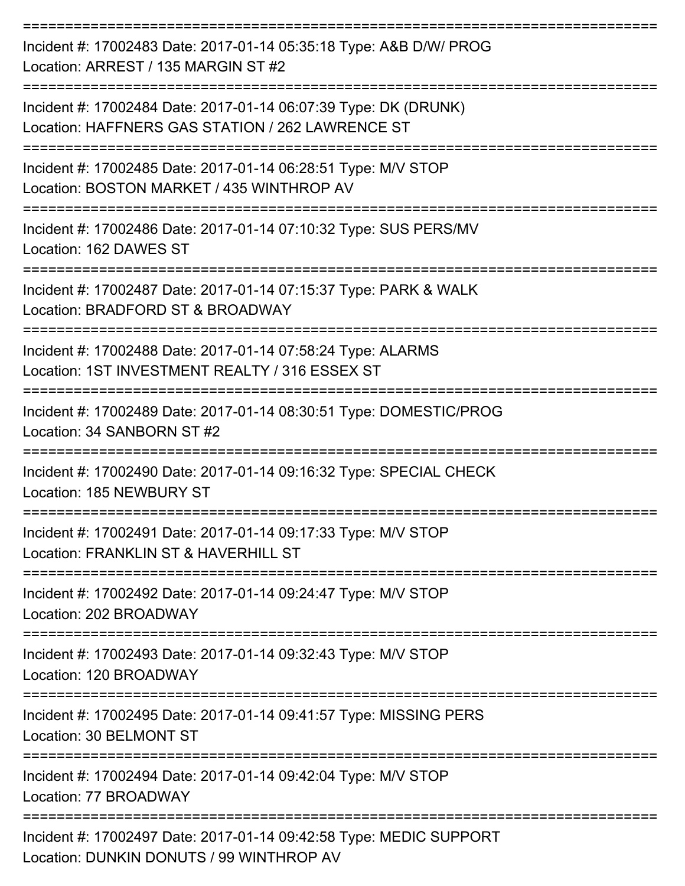===========================================================================

Incident #: 17002483 Date: 2017-01-14 05:35:18 Type: A&B D/W/ PROG
Location: ARREST / 135 MARGIN ST #2

===========================================================================

Incident #: 17002484 Date: 2017-01-14 06:07:39 Type: DK (DRUNK)
Location: HAFFNERS GAS STATION / 262 LAWRENCE ST

===========================================================================

Incident #: 17002485 Date: 2017-01-14 06:28:51 Type: M/V STOP
Location: BOSTON MARKET / 435 WINTHROP AV

===========================================================================

Incident #: 17002486 Date: 2017-01-14 07:10:32 Type: SUS PERS/MV
Location: 162 DAWES ST

===========================================================================

Incident #: 17002487 Date: 2017-01-14 07:15:37 Type: PARK & WALK
Location: BRADFORD ST & BROADWAY

===========================================================================

Incident #: 17002488 Date: 2017-01-14 07:58:24 Type: ALARMS
Location: 1ST INVESTMENT REALTY / 316 ESSEX ST

===========================================================================

Incident #: 17002489 Date: 2017-01-14 08:30:51 Type: DOMESTIC/PROG
Location: 34 SANBORN ST #2

===========================================================================

Incident #: 17002490 Date: 2017-01-14 09:16:32 Type: SPECIAL CHECK
Location: 185 NEWBURY ST

===========================================================================

Incident #: 17002491 Date: 2017-01-14 09:17:33 Type: M/V STOP
Location: FRANKLIN ST & HAVERHILL ST

===========================================================================

Incident #: 17002492 Date: 2017-01-14 09:24:47 Type: M/V STOP
Location: 202 BROADWAY

===========================================================================

Incident #: 17002493 Date: 2017-01-14 09:32:43 Type: M/V STOP
Location: 120 BROADWAY

===========================================================================

Incident #: 17002495 Date: 2017-01-14 09:41:57 Type: MISSING PERS
Location: 30 BELMONT ST

===========================================================================

Incident #: 17002494 Date: 2017-01-14 09:42:04 Type: M/V STOP
Location: 77 BROADWAY

===========================================================================

Incident #: 17002497 Date: 2017-01-14 09:42:58 Type: MEDIC SUPPORT
Location: DUNKIN DONUTS / 99 WINTHROP AV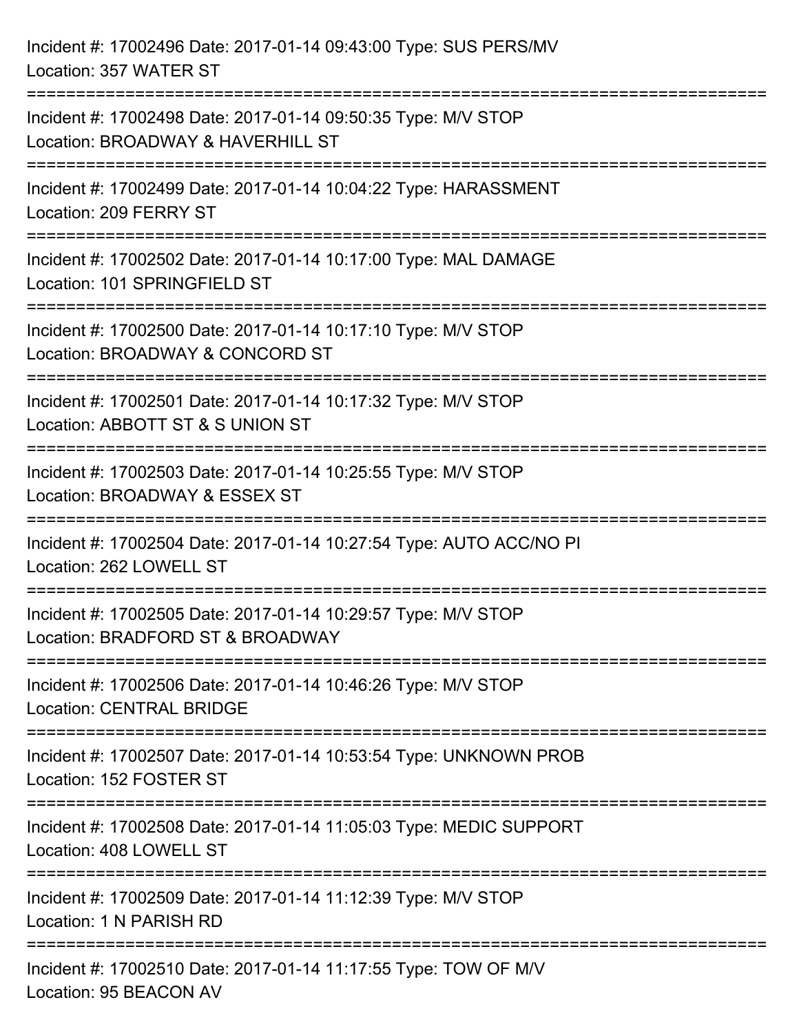Incident #: 17002496 Date: 2017-01-14 09:43:00 Type: SUS PERS/MV
Location: 357 WATER ST

===========================================================================

Incident #: 17002498 Date: 2017-01-14 09:50:35 Type: M/V STOP
Location: BROADWAY & HAVERHILL ST

===========================================================================

Incident #: 17002499 Date: 2017-01-14 10:04:22 Type: HARASSMENT
Location: 209 FERRY ST

===========================================================================

Incident #: 17002502 Date: 2017-01-14 10:17:00 Type: MAL DAMAGE
Location: 101 SPRINGFIELD ST

===========================================================================

Incident #: 17002500 Date: 2017-01-14 10:17:10 Type: M/V STOP
Location: BROADWAY & CONCORD ST

===========================================================================

Incident #: 17002501 Date: 2017-01-14 10:17:32 Type: M/V STOP
Location: ABBOTT ST & S UNION ST

===========================================================================

Incident #: 17002503 Date: 2017-01-14 10:25:55 Type: M/V STOP
Location: BROADWAY & ESSEX ST

===========================================================================

Incident #: 17002504 Date: 2017-01-14 10:27:54 Type: AUTO ACC/NO PI
Location: 262 LOWELL ST

===========================================================================

Incident #: 17002505 Date: 2017-01-14 10:29:57 Type: M/V STOP
Location: BRADFORD ST & BROADWAY

===========================================================================

Incident #: 17002506 Date: 2017-01-14 10:46:26 Type: M/V STOP
Location: CENTRAL BRIDGE

===========================================================================

Incident #: 17002507 Date: 2017-01-14 10:53:54 Type: UNKNOWN PROB
Location: 152 FOSTER ST

===========================================================================

Incident #: 17002508 Date: 2017-01-14 11:05:03 Type: MEDIC SUPPORT
Location: 408 LOWELL ST

===========================================================================

Incident #: 17002509 Date: 2017-01-14 11:12:39 Type: M/V STOP
Location: 1 N PARISH RD

===========================================================================

Incident #: 17002510 Date: 2017-01-14 11:17:55 Type: TOW OF M/V
Location: 95 BEACON AV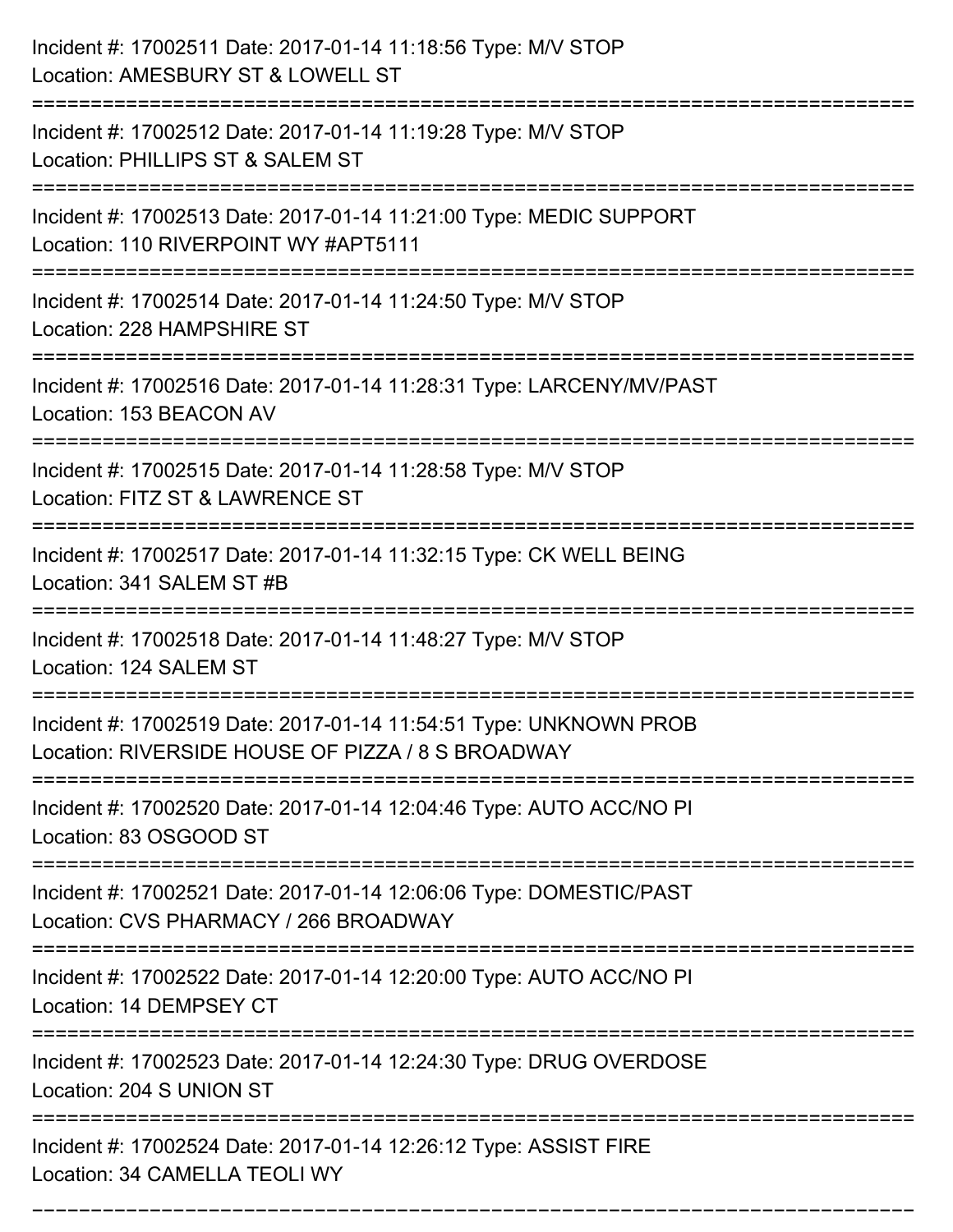Incident #: 17002511 Date: 2017-01-14 11:18:56 Type: M/V STOP
Location: AMESBURY ST & LOWELL ST

===========================================================================

Incident #: 17002512 Date: 2017-01-14 11:19:28 Type: M/V STOP
Location: PHILLIPS ST & SALEM ST

===========================================================================

Incident #: 17002513 Date: 2017-01-14 11:21:00 Type: MEDIC SUPPORT
Location: 110 RIVERPOINT WY #APT5111

===========================================================================

Incident #: 17002514 Date: 2017-01-14 11:24:50 Type: M/V STOP
Location: 228 HAMPSHIRE ST

===========================================================================

Incident #: 17002516 Date: 2017-01-14 11:28:31 Type: LARCENY/MV/PAST
Location: 153 BEACON AV

===========================================================================

Incident #: 17002515 Date: 2017-01-14 11:28:58 Type: M/V STOP
Location: FITZ ST & LAWRENCE ST

===========================================================================

Incident #: 17002517 Date: 2017-01-14 11:32:15 Type: CK WELL BEING
Location: 341 SALEM ST #B

===========================================================================

Incident #: 17002518 Date: 2017-01-14 11:48:27 Type: M/V STOP
Location: 124 SALEM ST

===========================================================================

Incident #: 17002519 Date: 2017-01-14 11:54:51 Type: UNKNOWN PROB
Location: RIVERSIDE HOUSE OF PIZZA / 8 S BROADWAY

===========================================================================

Incident #: 17002520 Date: 2017-01-14 12:04:46 Type: AUTO ACC/NO PI
Location: 83 OSGOOD ST

===========================================================================

Incident #: 17002521 Date: 2017-01-14 12:06:06 Type: DOMESTIC/PAST
Location: CVS PHARMACY / 266 BROADWAY

===========================================================================

Incident #: 17002522 Date: 2017-01-14 12:20:00 Type: AUTO ACC/NO PI
Location: 14 DEMPSEY CT

===========================================================================

Incident #: 17002523 Date: 2017-01-14 12:24:30 Type: DRUG OVERDOSE
Location: 204 S UNION ST

===========================================================================

Incident #: 17002524 Date: 2017-01-14 12:26:12 Type: ASSIST FIRE
Location: 34 CAMELLA TEOLI WY

===========================================================================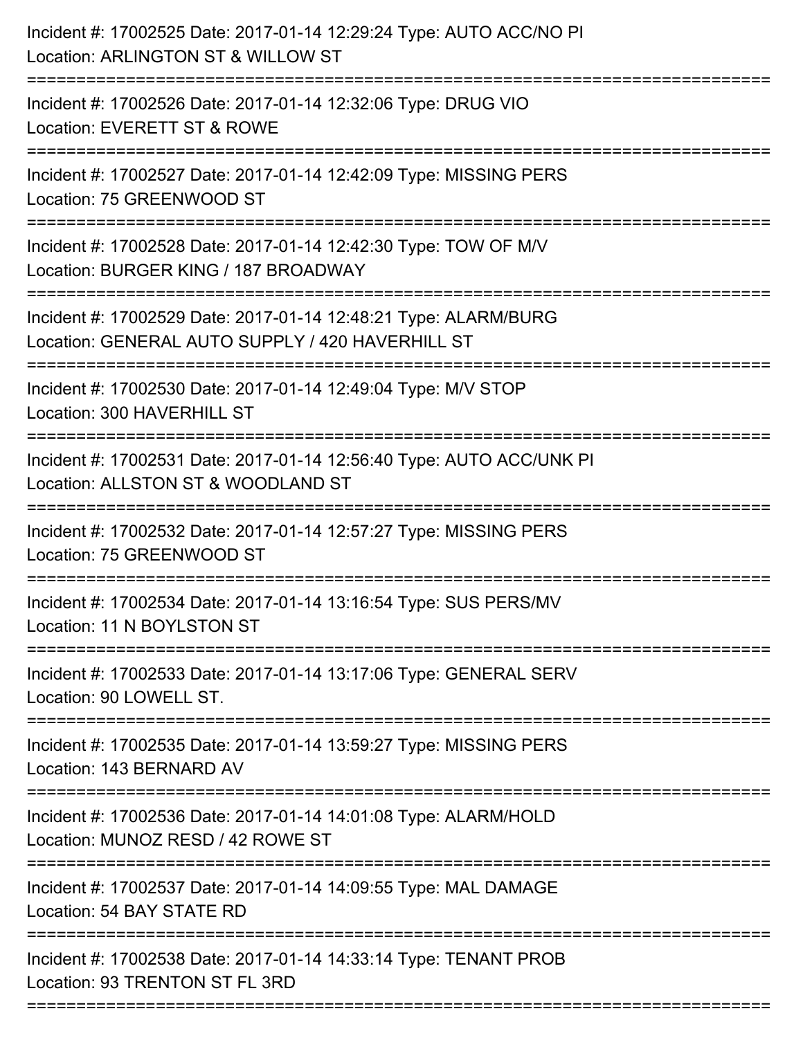Incident #: 17002525 Date: 2017-01-14 12:29:24 Type: AUTO ACC/NO PI
Location: ARLINGTON ST & WILLOW ST

===========================================================================

Incident #: 17002526 Date: 2017-01-14 12:32:06 Type: DRUG VIO
Location: EVERETT ST & ROWE

===========================================================================

Incident #: 17002527 Date: 2017-01-14 12:42:09 Type: MISSING PERS
Location: 75 GREENWOOD ST

===========================================================================

Incident #: 17002528 Date: 2017-01-14 12:42:30 Type: TOW OF M/V
Location: BURGER KING / 187 BROADWAY

===========================================================================

Incident #: 17002529 Date: 2017-01-14 12:48:21 Type: ALARM/BURG
Location: GENERAL AUTO SUPPLY / 420 HAVERHILL ST

===========================================================================

Incident #: 17002530 Date: 2017-01-14 12:49:04 Type: M/V STOP
Location: 300 HAVERHILL ST

===========================================================================

Incident #: 17002531 Date: 2017-01-14 12:56:40 Type: AUTO ACC/UNK PI
Location: ALLSTON ST & WOODLAND ST

===========================================================================

Incident #: 17002532 Date: 2017-01-14 12:57:27 Type: MISSING PERS
Location: 75 GREENWOOD ST

===========================================================================

Incident #: 17002534 Date: 2017-01-14 13:16:54 Type: SUS PERS/MV
Location: 11 N BOYLSTON ST

===========================================================================

Incident #: 17002533 Date: 2017-01-14 13:17:06 Type: GENERAL SERV
Location: 90 LOWELL ST.

===========================================================================

Incident #: 17002535 Date: 2017-01-14 13:59:27 Type: MISSING PERS
Location: 143 BERNARD AV

===========================================================================

Incident #: 17002536 Date: 2017-01-14 14:01:08 Type: ALARM/HOLD
Location: MUNOZ RESD / 42 ROWE ST

===========================================================================

Incident #: 17002537 Date: 2017-01-14 14:09:55 Type: MAL DAMAGE
Location: 54 BAY STATE RD

===========================================================================

Incident #: 17002538 Date: 2017-01-14 14:33:14 Type: TENANT PROB
Location: 93 TRENTON ST FL 3RD

===========================================================================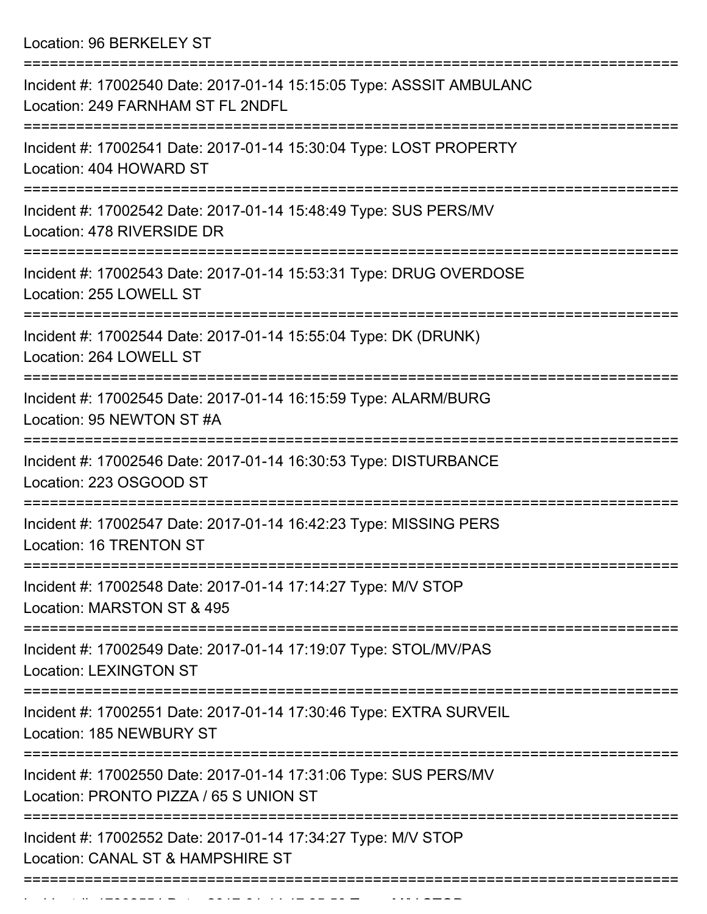Location: 96 BERKELEY ST

===========================================================================

Incident #: 17002540 Date: 2017-01-14 15:15:05 Type: ASSSIT AMBULANC
Location: 249 FARNHAM ST FL 2NDFL

===========================================================================

Incident #: 17002541 Date: 2017-01-14 15:30:04 Type: LOST PROPERTY
Location: 404 HOWARD ST

===========================================================================

Incident #: 17002542 Date: 2017-01-14 15:48:49 Type: SUS PERS/MV
Location: 478 RIVERSIDE DR

===========================================================================

Incident #: 17002543 Date: 2017-01-14 15:53:31 Type: DRUG OVERDOSE
Location: 255 LOWELL ST

===========================================================================

Incident #: 17002544 Date: 2017-01-14 15:55:04 Type: DK (DRUNK)
Location: 264 LOWELL ST

===========================================================================

Incident #: 17002545 Date: 2017-01-14 16:15:59 Type: ALARM/BURG
Location: 95 NEWTON ST #A

===========================================================================

Incident #: 17002546 Date: 2017-01-14 16:30:53 Type: DISTURBANCE
Location: 223 OSGOOD ST

===========================================================================

Incident #: 17002547 Date: 2017-01-14 16:42:23 Type: MISSING PERS
Location: 16 TRENTON ST

===========================================================================

Incident #: 17002548 Date: 2017-01-14 17:14:27 Type: M/V STOP
Location: MARSTON ST & 495

===========================================================================

Incident #: 17002549 Date: 2017-01-14 17:19:07 Type: STOL/MV/PAS
Location: LEXINGTON ST

===========================================================================

Incident #: 17002551 Date: 2017-01-14 17:30:46 Type: EXTRA SURVEIL
Location: 185 NEWBURY ST

===========================================================================

Incident #: 17002550 Date: 2017-01-14 17:31:06 Type: SUS PERS/MV
Location: PRONTO PIZZA / 65 S UNION ST

===========================================================================

Incident #: 17002552 Date: 2017-01-14 17:34:27 Type: M/V STOP
Location: CANAL ST & HAMPSHIRE ST

===========================================================================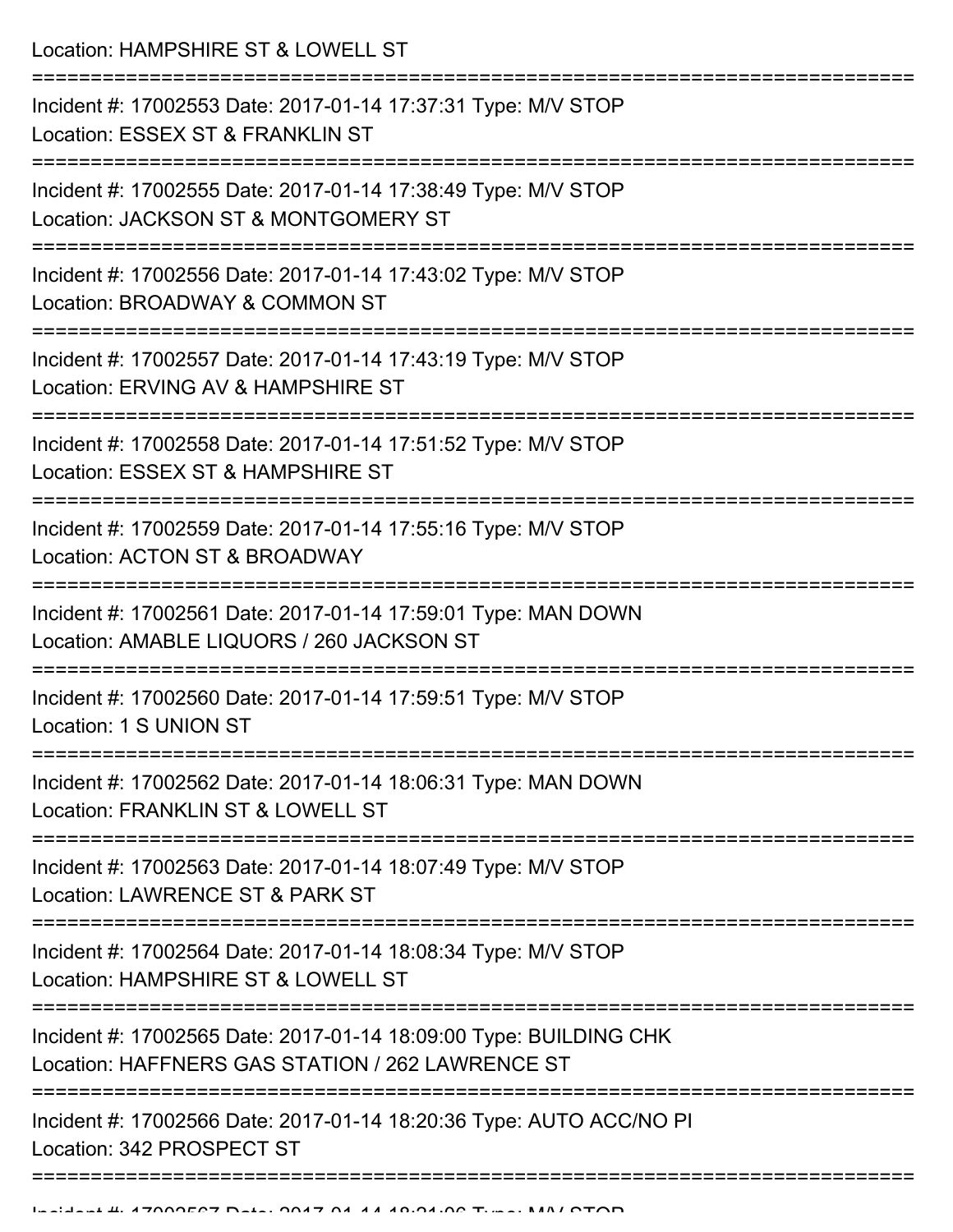Location: HAMPSHIRE ST & LOWELL ST

===========================================================================

Incident #: 17002553 Date: 2017-01-14 17:37:31 Type: M/V STOP
Location: ESSEX ST & FRANKLIN ST

===========================================================================

Incident #: 17002555 Date: 2017-01-14 17:38:49 Type: M/V STOP
Location: JACKSON ST & MONTGOMERY ST

===========================================================================

Incident #: 17002556 Date: 2017-01-14 17:43:02 Type: M/V STOP
Location: BROADWAY & COMMON ST

===========================================================================

Incident #: 17002557 Date: 2017-01-14 17:43:19 Type: M/V STOP
Location: ERVING AV & HAMPSHIRE ST

===========================================================================

Incident #: 17002558 Date: 2017-01-14 17:51:52 Type: M/V STOP
Location: ESSEX ST & HAMPSHIRE ST

===========================================================================

Incident #: 17002559 Date: 2017-01-14 17:55:16 Type: M/V STOP
Location: ACTON ST & BROADWAY

===========================================================================

Incident #: 17002561 Date: 2017-01-14 17:59:01 Type: MAN DOWN
Location: AMABLE LIQUORS / 260 JACKSON ST

===========================================================================

Incident #: 17002560 Date: 2017-01-14 17:59:51 Type: M/V STOP
Location: 1 S UNION ST

===========================================================================

Incident #: 17002562 Date: 2017-01-14 18:06:31 Type: MAN DOWN
Location: FRANKLIN ST & LOWELL ST

===========================================================================

Incident #: 17002563 Date: 2017-01-14 18:07:49 Type: M/V STOP
Location: LAWRENCE ST & PARK ST

===========================================================================

Incident #: 17002564 Date: 2017-01-14 18:08:34 Type: M/V STOP
Location: HAMPSHIRE ST & LOWELL ST

===========================================================================

Incident #: 17002565 Date: 2017-01-14 18:09:00 Type: BUILDING CHK
Location: HAFFNERS GAS STATION / 262 LAWRENCE ST

===========================================================================

Incident #: 17002566 Date: 2017-01-14 18:20:36 Type: AUTO ACC/NO PI
Location: 342 PROSPECT ST

===========================================================================

Incident #: 17002567 Date: 2017-01-14 18:21:06 Type: M/V STOP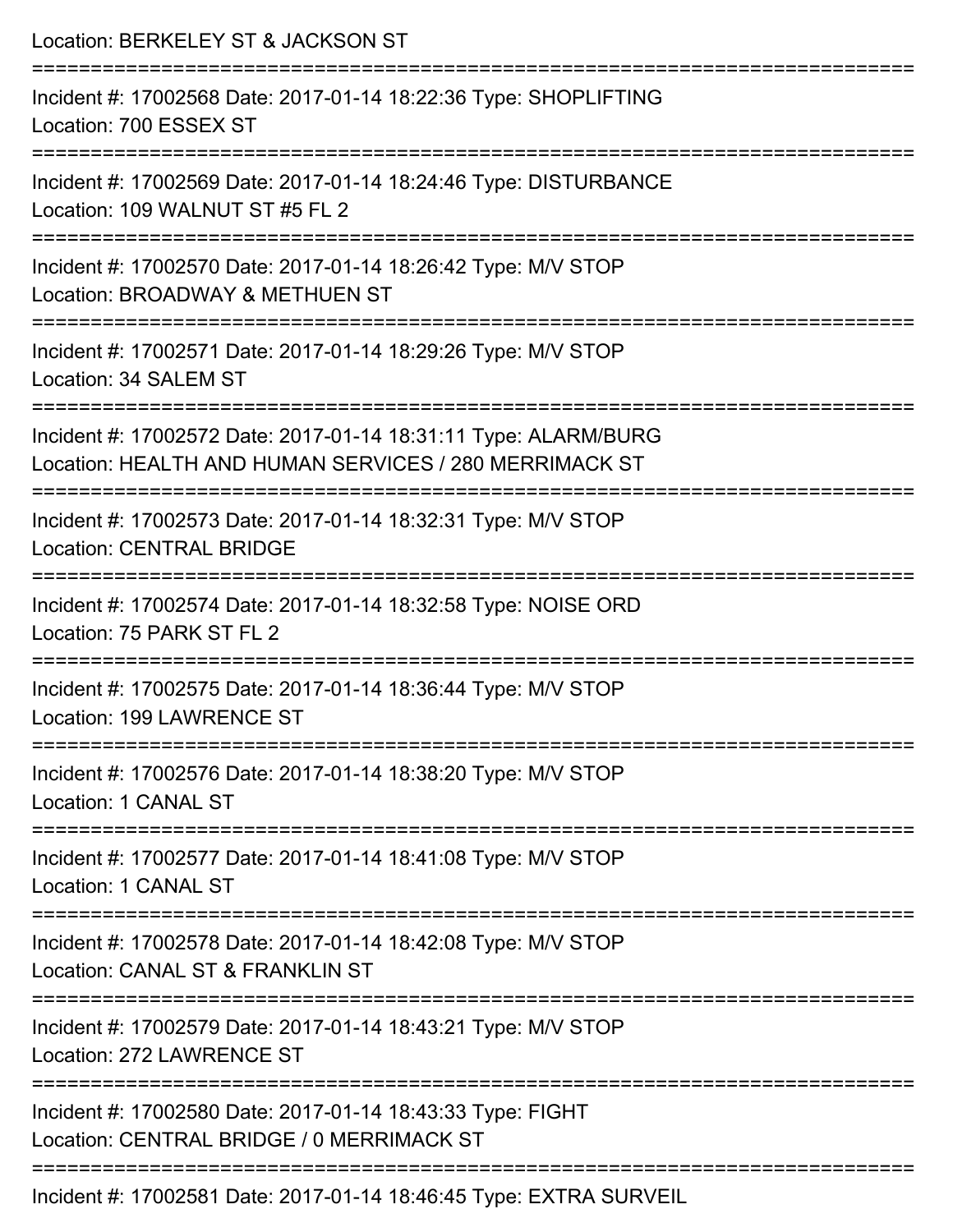Location: BERKELEY ST & JACKSON ST

===========================================================================

Incident #: 17002568 Date: 2017-01-14 18:22:36 Type: SHOPLIFTING
Location: 700 ESSEX ST

===========================================================================

Incident #: 17002569 Date: 2017-01-14 18:24:46 Type: DISTURBANCE
Location: 109 WALNUT ST #5 FL 2

===========================================================================

Incident #: 17002570 Date: 2017-01-14 18:26:42 Type: M/V STOP
Location: BROADWAY & METHUEN ST

===========================================================================

Incident #: 17002571 Date: 2017-01-14 18:29:26 Type: M/V STOP
Location: 34 SALEM ST

===========================================================================

Incident #: 17002572 Date: 2017-01-14 18:31:11 Type: ALARM/BURG
Location: HEALTH AND HUMAN SERVICES / 280 MERRIMACK ST

===========================================================================

Incident #: 17002573 Date: 2017-01-14 18:32:31 Type: M/V STOP
Location: CENTRAL BRIDGE

===========================================================================

Incident #: 17002574 Date: 2017-01-14 18:32:58 Type: NOISE ORD
Location: 75 PARK ST FL 2

===========================================================================

Incident #: 17002575 Date: 2017-01-14 18:36:44 Type: M/V STOP
Location: 199 LAWRENCE ST

===========================================================================

Incident #: 17002576 Date: 2017-01-14 18:38:20 Type: M/V STOP
Location: 1 CANAL ST

===========================================================================

Incident #: 17002577 Date: 2017-01-14 18:41:08 Type: M/V STOP
Location: 1 CANAL ST

===========================================================================

Incident #: 17002578 Date: 2017-01-14 18:42:08 Type: M/V STOP
Location: CANAL ST & FRANKLIN ST

===========================================================================

Incident #: 17002579 Date: 2017-01-14 18:43:21 Type: M/V STOP
Location: 272 LAWRENCE ST

===========================================================================

Incident #: 17002580 Date: 2017-01-14 18:43:33 Type: FIGHT
Location: CENTRAL BRIDGE / 0 MERRIMACK ST

===========================================================================

Incident #: 17002581 Date: 2017-01-14 18:46:45 Type: EXTRA SURVEIL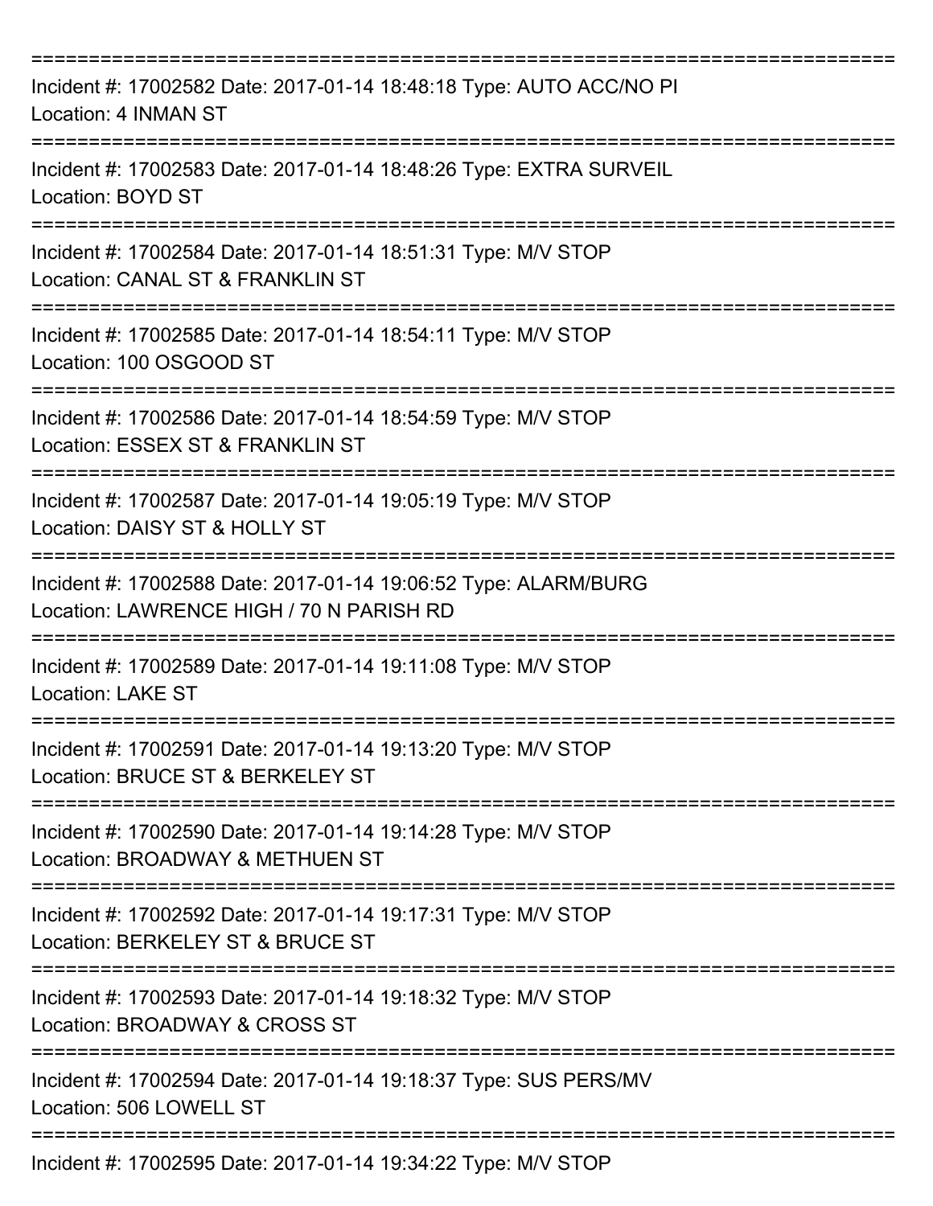===========================================================================

Incident #: 17002582 Date: 2017-01-14 18:48:18 Type: AUTO ACC/NO PI
Location: 4 INMAN ST

===========================================================================

Incident #: 17002583 Date: 2017-01-14 18:48:26 Type: EXTRA SURVEIL
Location: BOYD ST

===========================================================================

Incident #: 17002584 Date: 2017-01-14 18:51:31 Type: M/V STOP
Location: CANAL ST & FRANKLIN ST

===========================================================================

Incident #: 17002585 Date: 2017-01-14 18:54:11 Type: M/V STOP
Location: 100 OSGOOD ST

===========================================================================

Incident #: 17002586 Date: 2017-01-14 18:54:59 Type: M/V STOP
Location: ESSEX ST & FRANKLIN ST

===========================================================================

Incident #: 17002587 Date: 2017-01-14 19:05:19 Type: M/V STOP
Location: DAISY ST & HOLLY ST

===========================================================================

Incident #: 17002588 Date: 2017-01-14 19:06:52 Type: ALARM/BURG
Location: LAWRENCE HIGH / 70 N PARISH RD

===========================================================================

Incident #: 17002589 Date: 2017-01-14 19:11:08 Type: M/V STOP
Location: LAKE ST

===========================================================================

Incident #: 17002591 Date: 2017-01-14 19:13:20 Type: M/V STOP
Location: BRUCE ST & BERKELEY ST

===========================================================================

Incident #: 17002590 Date: 2017-01-14 19:14:28 Type: M/V STOP
Location: BROADWAY & METHUEN ST

===========================================================================

Incident #: 17002592 Date: 2017-01-14 19:17:31 Type: M/V STOP
Location: BERKELEY ST & BRUCE ST

===========================================================================

Incident #: 17002593 Date: 2017-01-14 19:18:32 Type: M/V STOP
Location: BROADWAY & CROSS ST

===========================================================================

Incident #: 17002594 Date: 2017-01-14 19:18:37 Type: SUS PERS/MV
Location: 506 LOWELL ST

===========================================================================

Incident #: 17002595 Date: 2017-01-14 19:34:22 Type: M/V STOP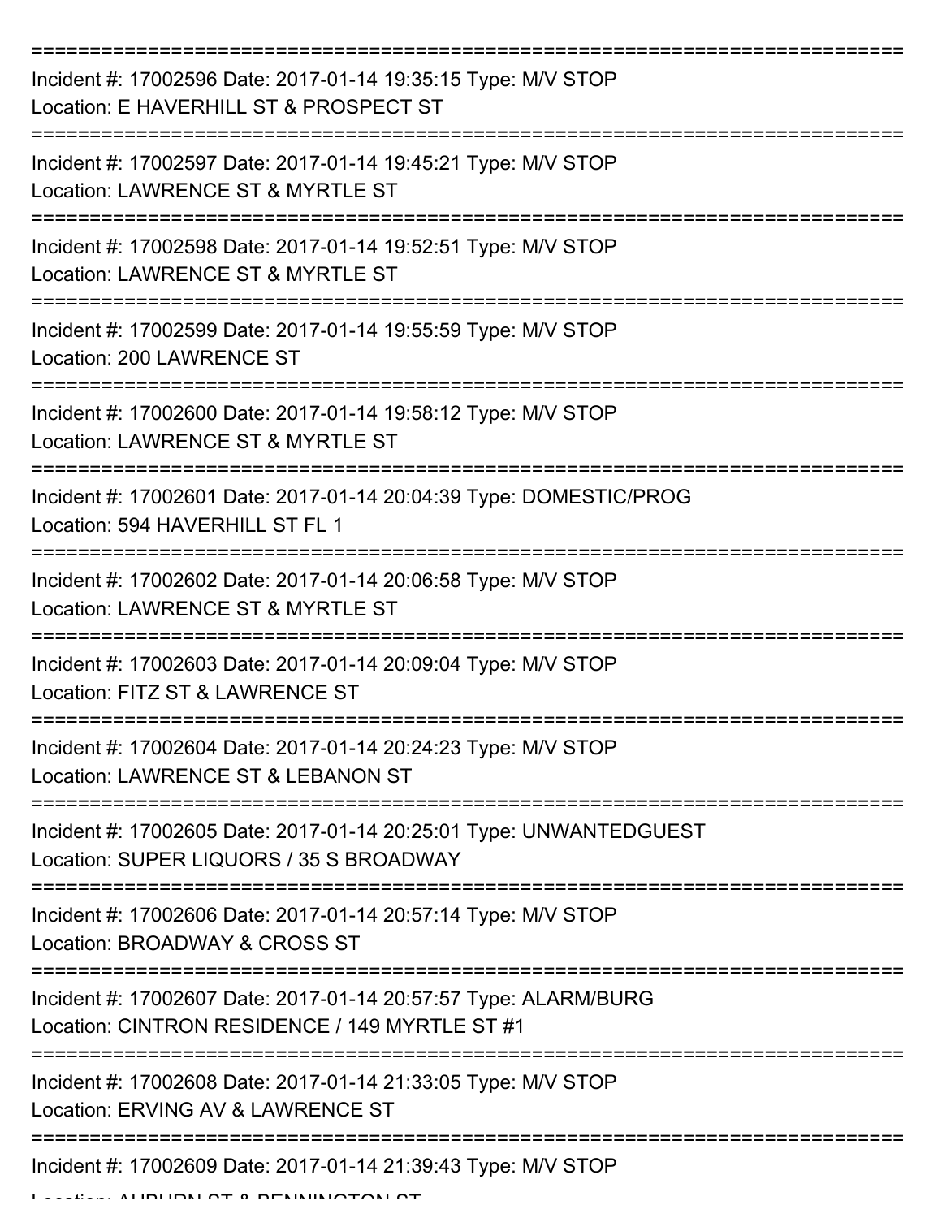===========================================================================

Incident #: 17002596 Date: 2017-01-14 19:35:15 Type: M/V STOP
Location: E HAVERHILL ST & PROSPECT ST

===========================================================================

Incident #: 17002597 Date: 2017-01-14 19:45:21 Type: M/V STOP
Location: LAWRENCE ST & MYRTLE ST

===========================================================================

Incident #: 17002598 Date: 2017-01-14 19:52:51 Type: M/V STOP
Location: LAWRENCE ST & MYRTLE ST

===========================================================================

Incident #: 17002599 Date: 2017-01-14 19:55:59 Type: M/V STOP
Location: 200 LAWRENCE ST

===========================================================================

Incident #: 17002600 Date: 2017-01-14 19:58:12 Type: M/V STOP
Location: LAWRENCE ST & MYRTLE ST

===========================================================================

Incident #: 17002601 Date: 2017-01-14 20:04:39 Type: DOMESTIC/PROG
Location: 594 HAVERHILL ST FL 1

===========================================================================

Incident #: 17002602 Date: 2017-01-14 20:06:58 Type: M/V STOP
Location: LAWRENCE ST & MYRTLE ST

===========================================================================

Incident #: 17002603 Date: 2017-01-14 20:09:04 Type: M/V STOP
Location: FITZ ST & LAWRENCE ST

===========================================================================

Incident #: 17002604 Date: 2017-01-14 20:24:23 Type: M/V STOP
Location: LAWRENCE ST & LEBANON ST

===========================================================================

Incident #: 17002605 Date: 2017-01-14 20:25:01 Type: UNWANTEDGUEST
Location: SUPER LIQUORS / 35 S BROADWAY

===========================================================================

Incident #: 17002606 Date: 2017-01-14 20:57:14 Type: M/V STOP
Location: BROADWAY & CROSS ST

===========================================================================

Incident #: 17002607 Date: 2017-01-14 20:57:57 Type: ALARM/BURG
Location: CINTRON RESIDENCE / 149 MYRTLE ST #1

===========================================================================

Incident #: 17002608 Date: 2017-01-14 21:33:05 Type: M/V STOP
Location: ERVING AV & LAWRENCE ST

===========================================================================

Incident #: 17002609 Date: 2017-01-14 21:39:43 Type: M/V STOP
Location: AUBURN ST & BENNINGTON ST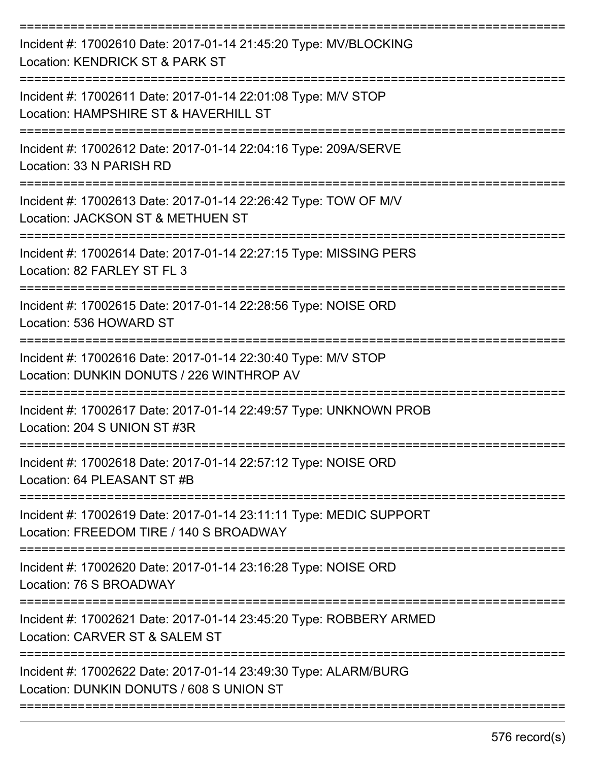Incident #: 17002610 Date: 2017-01-14 21:45:20 Type: MV/BLOCKING
Location: KENDRICK ST & PARK ST

---

Incident #: 17002611 Date: 2017-01-14 22:01:08 Type: M/V STOP
Location: HAMPSHIRE ST & HAVERHILL ST

---

Incident #: 17002612 Date: 2017-01-14 22:04:16 Type: 209A/SERVE
Location: 33 N PARISH RD

---

Incident #: 17002613 Date: 2017-01-14 22:26:42 Type: TOW OF M/V
Location: JACKSON ST & METHUEN ST

---

Incident #: 17002614 Date: 2017-01-14 22:27:15 Type: MISSING PERS
Location: 82 FARLEY ST FL 3

---

Incident #: 17002615 Date: 2017-01-14 22:28:56 Type: NOISE ORD
Location: 536 HOWARD ST

---

Incident #: 17002616 Date: 2017-01-14 22:30:40 Type: M/V STOP
Location: DUNKIN DONUTS / 226 WINTHROP AV

---

Incident #: 17002617 Date: 2017-01-14 22:49:57 Type: UNKNOWN PROB
Location: 204 S UNION ST #3R

---

Incident #: 17002618 Date: 2017-01-14 22:57:12 Type: NOISE ORD
Location: 64 PLEASANT ST #B

---

Incident #: 17002619 Date: 2017-01-14 23:11:11 Type: MEDIC SUPPORT
Location: FREEDOM TIRE / 140 S BROADWAY

---

Incident #: 17002620 Date: 2017-01-14 23:16:28 Type: NOISE ORD
Location: 76 S BROADWAY

---

Incident #: 17002621 Date: 2017-01-14 23:45:20 Type: ROBBERY ARMED
Location: CARVER ST & SALEM ST

---

Incident #: 17002622 Date: 2017-01-14 23:49:30 Type: ALARM/BURG
Location: DUNKIN DONUTS / 608 S UNION ST

---

576 record(s)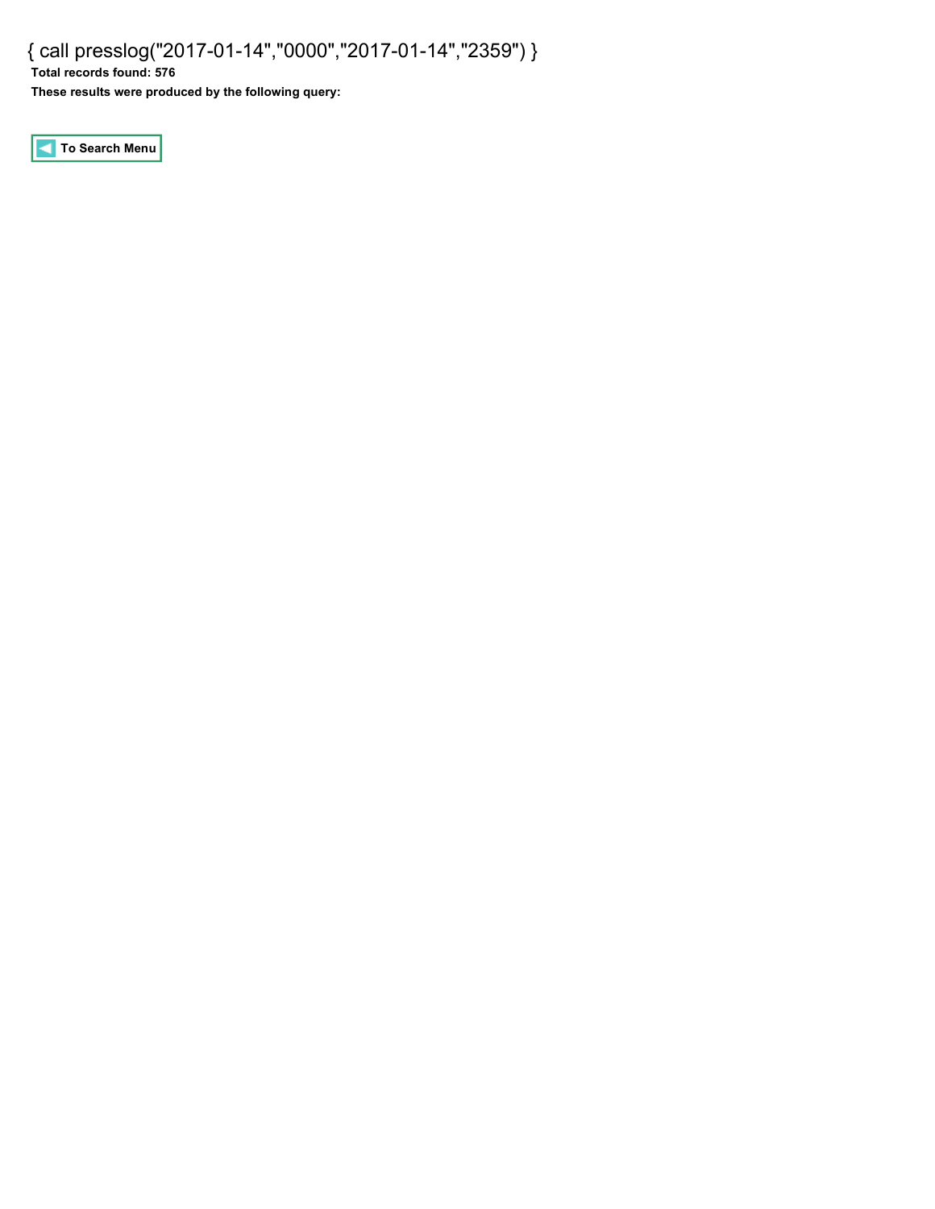{ call presslog("2017-01-14","0000","2017-01-14","2359") }

**Total records found: 576**

**These results were produced by the following query:**

**To Search Menu**